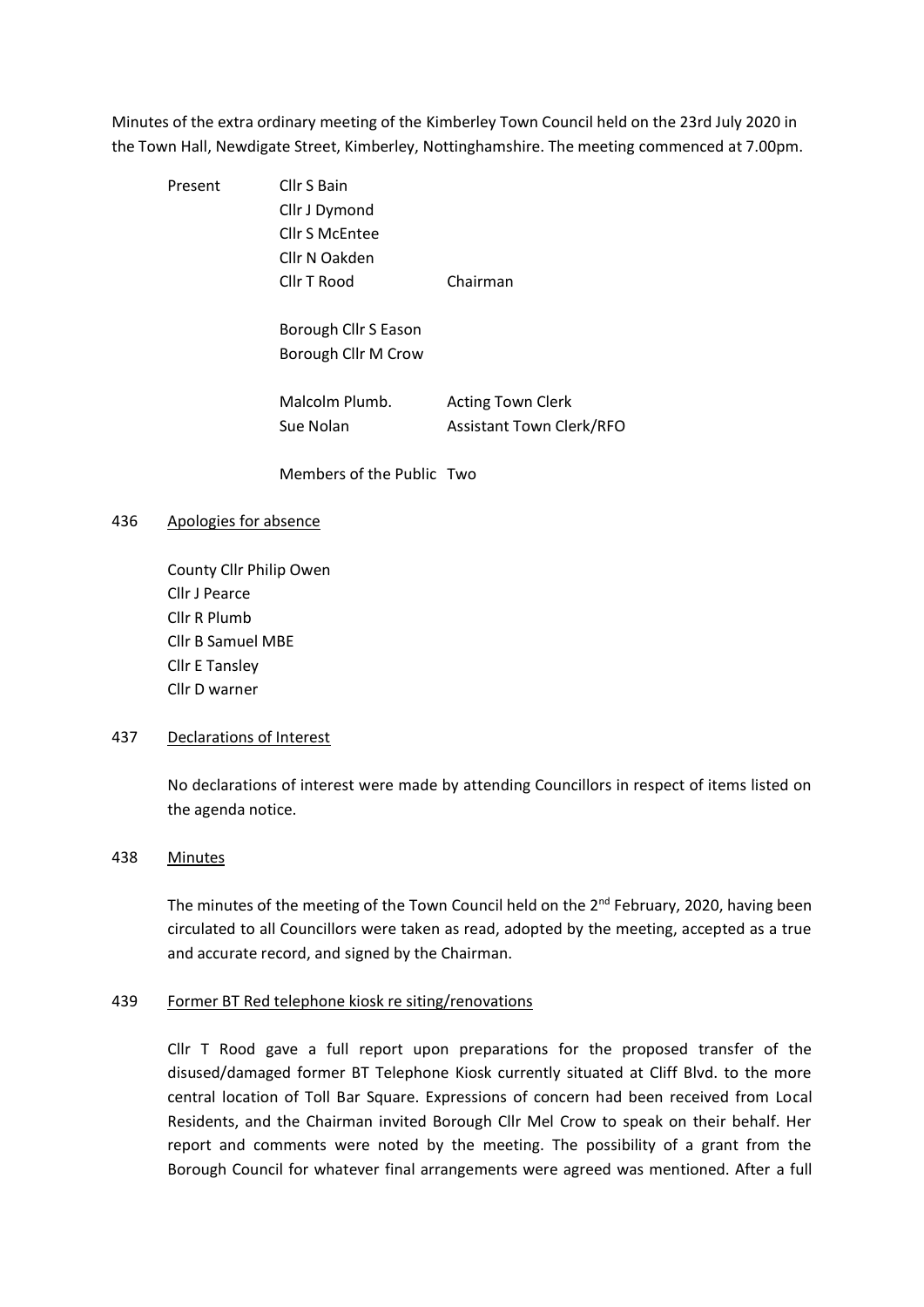Minutes of the extra ordinary meeting of the Kimberley Town Council held on the 23rd July 2020 in the Town Hall, Newdigate Street, Kimberley, Nottinghamshire. The meeting commenced at 7.00pm.

| | | |
|---|---|---|
| Present | Cllr S Bain | |
| | Cllr J Dymond | |
| | Cllr S McEntee | |
| | Cllr N Oakden | |
| | Cllr T Rood | Chairman |
| | | |
| | Borough Cllr S Eason | |
| | Borough Cllr M Crow | |
| | | |
| | Malcolm Plumb. | Acting Town Clerk |
| | Sue Nolan | Assistant Town Clerk/RFO |
| | | |
| | Members of the Public | Two |

436 Apologies for absence

County Cllr Philip Owen
Cllr J Pearce
Cllr R Plumb
Cllr B Samuel MBE
Cllr E Tansley
Cllr D warner

437 Declarations of Interest

No declarations of interest were made by attending Councillors in respect of items listed on the agenda notice.

438 Minutes

The minutes of the meeting of the Town Council held on the 2nd February, 2020, having been circulated to all Councillors were taken as read, adopted by the meeting, accepted as a true and accurate record, and signed by the Chairman.

439 Former BT Red telephone kiosk re siting/renovations

Cllr T Rood gave a full report upon preparations for the proposed transfer of the disused/damaged former BT Telephone Kiosk currently situated at Cliff Blvd. to the more central location of Toll Bar Square. Expressions of concern had been received from Local Residents, and the Chairman invited Borough Cllr Mel Crow to speak on their behalf. Her report and comments were noted by the meeting. The possibility of a grant from the Borough Council for whatever final arrangements were agreed was mentioned. After a full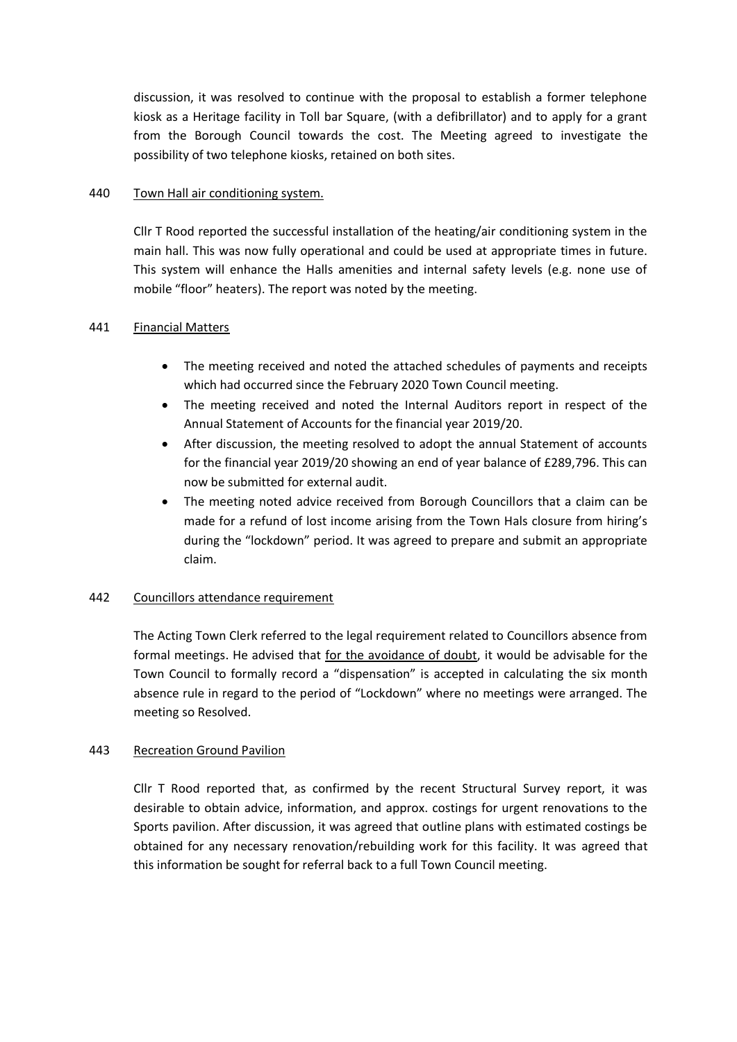discussion, it was resolved to continue with the proposal to establish a former telephone kiosk as a Heritage facility in Toll bar Square, (with a defibrillator) and to apply for a grant from the Borough Council towards the cost. The Meeting agreed to investigate the possibility of two telephone kiosks, retained on both sites.

440 Town Hall air conditioning system.

Cllr T Rood reported the successful installation of the heating/air conditioning system in the main hall. This was now fully operational and could be used at appropriate times in future. This system will enhance the Halls amenities and internal safety levels (e.g. none use of mobile "floor" heaters). The report was noted by the meeting.

441 Financial Matters

- The meeting received and noted the attached schedules of payments and receipts which had occurred since the February 2020 Town Council meeting.
- The meeting received and noted the Internal Auditors report in respect of the Annual Statement of Accounts for the financial year 2019/20.
- After discussion, the meeting resolved to adopt the annual Statement of accounts for the financial year 2019/20 showing an end of year balance of £289,796. This can now be submitted for external audit.
- The meeting noted advice received from Borough Councillors that a claim can be made for a refund of lost income arising from the Town Hals closure from hiring's during the "lockdown" period. It was agreed to prepare and submit an appropriate claim.

442 Councillors attendance requirement

The Acting Town Clerk referred to the legal requirement related to Councillors absence from formal meetings. He advised that for the avoidance of doubt, it would be advisable for the Town Council to formally record a "dispensation" is accepted in calculating the six month absence rule in regard to the period of "Lockdown" where no meetings were arranged. The meeting so Resolved.

443 Recreation Ground Pavilion

Cllr T Rood reported that, as confirmed by the recent Structural Survey report, it was desirable to obtain advice, information, and approx. costings for urgent renovations to the Sports pavilion. After discussion, it was agreed that outline plans with estimated costings be obtained for any necessary renovation/rebuilding work for this facility. It was agreed that this information be sought for referral back to a full Town Council meeting.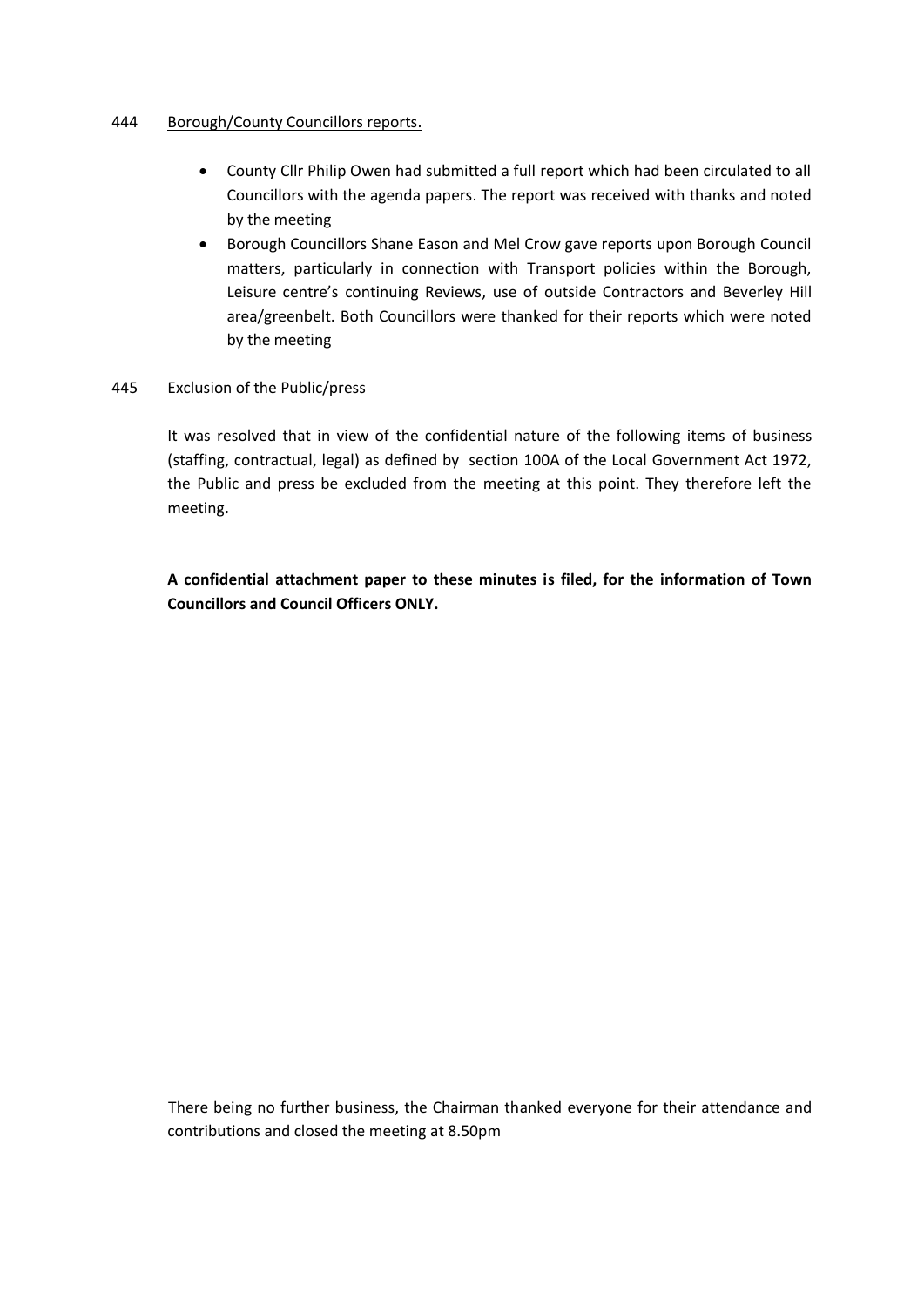444 Borough/County Councillors reports.

- County Cllr Philip Owen had submitted a full report which had been circulated to all Councillors with the agenda papers. The report was received with thanks and noted by the meeting
- Borough Councillors Shane Eason and Mel Crow gave reports upon Borough Council matters, particularly in connection with Transport policies within the Borough, Leisure centre's continuing Reviews, use of outside Contractors and Beverley Hill area/greenbelt. Both Councillors were thanked for their reports which were noted by the meeting

445 Exclusion of the Public/press

It was resolved that in view of the confidential nature of the following items of business (staffing, contractual, legal) as defined by section 100A of the Local Government Act 1972, the Public and press be excluded from the meeting at this point. They therefore left the meeting.

**A confidential attachment paper to these minutes is filed, for the information of Town Councillors and Council Officers ONLY.**

There being no further business, the Chairman thanked everyone for their attendance and contributions and closed the meeting at 8.50pm